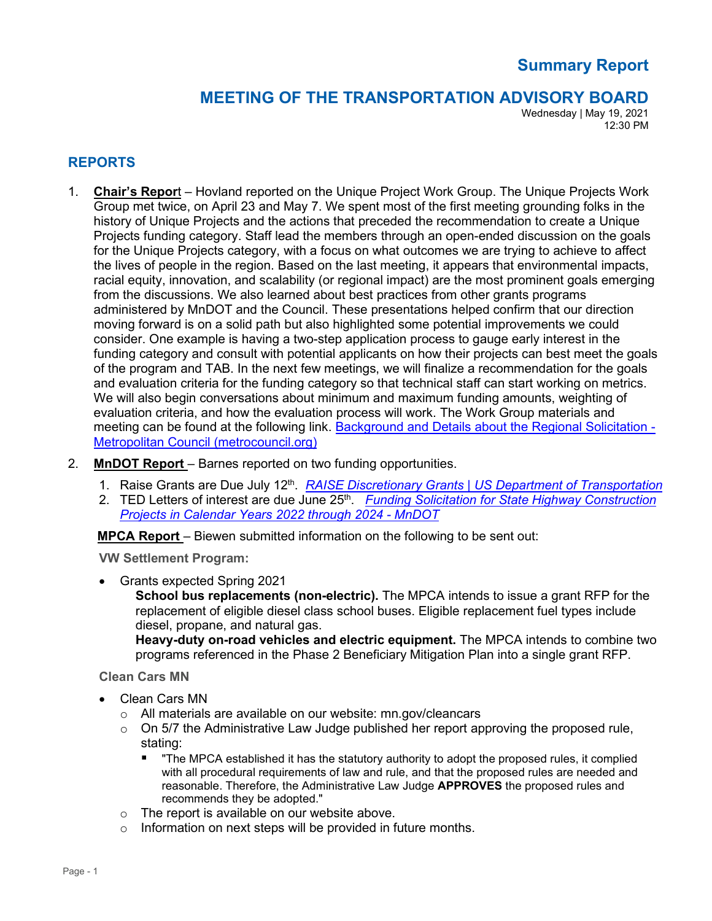# Summary Report

## MEETING OF THE TRANSPORTATION ADVISORY BOARD

Wednesday | May 19, 2021
12:30 PM

## REPORTS

1. **Chair's Report** – Hovland reported on the Unique Project Work Group. The Unique Projects Work Group met twice, on April 23 and May 7. We spent most of the first meeting grounding folks in the history of Unique Projects and the actions that preceded the recommendation to create a Unique Projects funding category. Staff lead the members through an open-ended discussion on the goals for the Unique Projects category, with a focus on what outcomes we are trying to achieve to affect the lives of people in the region. Based on the last meeting, it appears that environmental impacts, racial equity, innovation, and scalability (or regional impact) are the most prominent goals emerging from the discussions. We also learned about best practices from other grants programs administered by MnDOT and the Council. These presentations helped confirm that our direction moving forward is on a solid path but also highlighted some potential improvements we could consider. One example is having a two-step application process to gauge early interest in the funding category and consult with potential applicants on how their projects can best meet the goals of the program and TAB. In the next few meetings, we will finalize a recommendation for the goals and evaluation criteria for the funding category so that technical staff can start working on metrics. We will also begin conversations about minimum and maximum funding amounts, weighting of evaluation criteria, and how the evaluation process will work. The Work Group materials and meeting can be found at the following link. Background and Details about the Regional Solicitation - Metropolitan Council (metrocouncil.org)

2. **MnDOT Report** – Barnes reported on two funding opportunities.
   1. Raise Grants are Due July 12th. *RAISE Discretionary Grants | US Department of Transportation*
   2. TED Letters of interest are due June 25th. *Funding Solicitation for State Highway Construction Projects in Calendar Years 2022 through 2024 - MnDOT*

   **MPCA Report** – Biewen submitted information on the following to be sent out:

   **VW Settlement Program:**

   - Grants expected Spring 2021

     **School bus replacements (non-electric).** The MPCA intends to issue a grant RFP for the replacement of eligible diesel class school buses. Eligible replacement fuel types include diesel, propane, and natural gas.

     **Heavy-duty on-road vehicles and electric equipment.** The MPCA intends to combine two programs referenced in the Phase 2 Beneficiary Mitigation Plan into a single grant RFP.

   **Clean Cars MN**

   - Clean Cars MN
     - All materials are available on our website: mn.gov/cleancars
     - On 5/7 the Administrative Law Judge published her report approving the proposed rule, stating:
       - "The MPCA established it has the statutory authority to adopt the proposed rules, it complied with all procedural requirements of law and rule, and that the proposed rules are needed and reasonable. Therefore, the Administrative Law Judge **APPROVES** the proposed rules and recommends they be adopted."
     - The report is available on our website above.
     - Information on next steps will be provided in future months.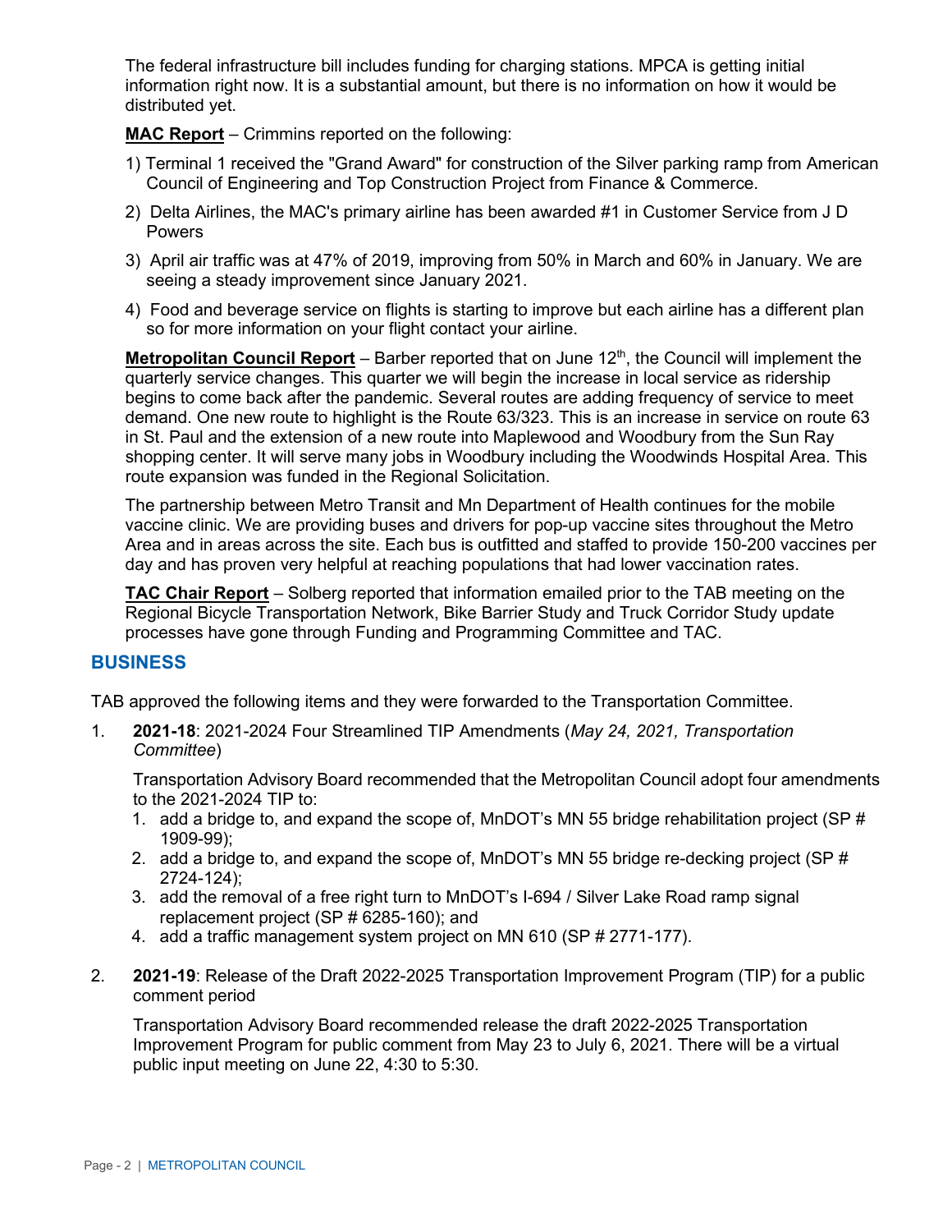The federal infrastructure bill includes funding for charging stations. MPCA is getting initial information right now. It is a substantial amount, but there is no information on how it would be distributed yet.

**MAC Report** – Crimmins reported on the following:

1) Terminal 1 received the "Grand Award" for construction of the Silver parking ramp from American Council of Engineering and Top Construction Project from Finance & Commerce.
2) Delta Airlines, the MAC's primary airline has been awarded #1 in Customer Service from J D Powers
3) April air traffic was at 47% of 2019, improving from 50% in March and 60% in January. We are seeing a steady improvement since January 2021.
4) Food and beverage service on flights is starting to improve but each airline has a different plan so for more information on your flight contact your airline.

**Metropolitan Council Report** – Barber reported that on June 12th, the Council will implement the quarterly service changes. This quarter we will begin the increase in local service as ridership begins to come back after the pandemic. Several routes are adding frequency of service to meet demand. One new route to highlight is the Route 63/323. This is an increase in service on route 63 in St. Paul and the extension of a new route into Maplewood and Woodbury from the Sun Ray shopping center. It will serve many jobs in Woodbury including the Woodwinds Hospital Area. This route expansion was funded in the Regional Solicitation.

The partnership between Metro Transit and Mn Department of Health continues for the mobile vaccine clinic. We are providing buses and drivers for pop-up vaccine sites throughout the Metro Area and in areas across the site. Each bus is outfitted and staffed to provide 150-200 vaccines per day and has proven very helpful at reaching populations that had lower vaccination rates.

**TAC Chair Report** – Solberg reported that information emailed prior to the TAB meeting on the Regional Bicycle Transportation Network, Bike Barrier Study and Truck Corridor Study update processes have gone through Funding and Programming Committee and TAC.

## BUSINESS

TAB approved the following items and they were forwarded to the Transportation Committee.

1. **2021-18**: 2021-2024 Four Streamlined TIP Amendments (*May 24, 2021, Transportation Committee*)

   Transportation Advisory Board recommended that the Metropolitan Council adopt four amendments to the 2021-2024 TIP to:
   1. add a bridge to, and expand the scope of, MnDOT's MN 55 bridge rehabilitation project (SP # 1909-99);
   2. add a bridge to, and expand the scope of, MnDOT's MN 55 bridge re-decking project (SP # 2724-124);
   3. add the removal of a free right turn to MnDOT's I-694 / Silver Lake Road ramp signal replacement project (SP # 6285-160); and
   4. add a traffic management system project on MN 610 (SP # 2771-177).

2. **2021-19**: Release of the Draft 2022-2025 Transportation Improvement Program (TIP) for a public comment period

   Transportation Advisory Board recommended release the draft 2022-2025 Transportation Improvement Program for public comment from May 23 to July 6, 2021. There will be a virtual public input meeting on June 22, 4:30 to 5:30.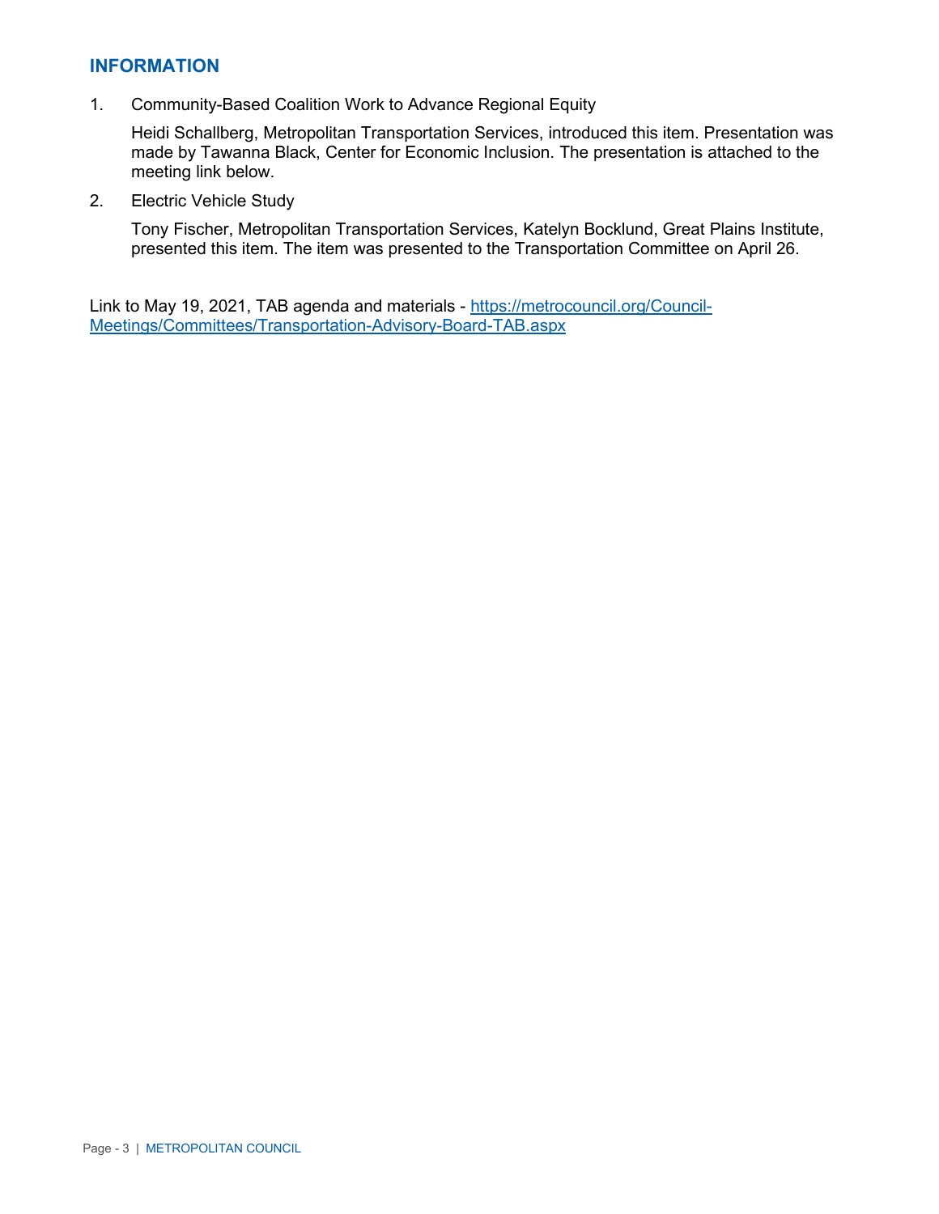## INFORMATION

1. Community-Based Coalition Work to Advance Regional Equity

   Heidi Schallberg, Metropolitan Transportation Services, introduced this item. Presentation was made by Tawanna Black, Center for Economic Inclusion. The presentation is attached to the meeting link below.

2. Electric Vehicle Study

   Tony Fischer, Metropolitan Transportation Services, Katelyn Bocklund, Great Plains Institute, presented this item. The item was presented to the Transportation Committee on April 26.

Link to May 19, 2021, TAB agenda and materials - [https://metrocouncil.org/Council-Meetings/Committees/Transportation-Advisory-Board-TAB.aspx](https://metrocouncil.org/Council-Meetings/Committees/Transportation-Advisory-Board-TAB.aspx)